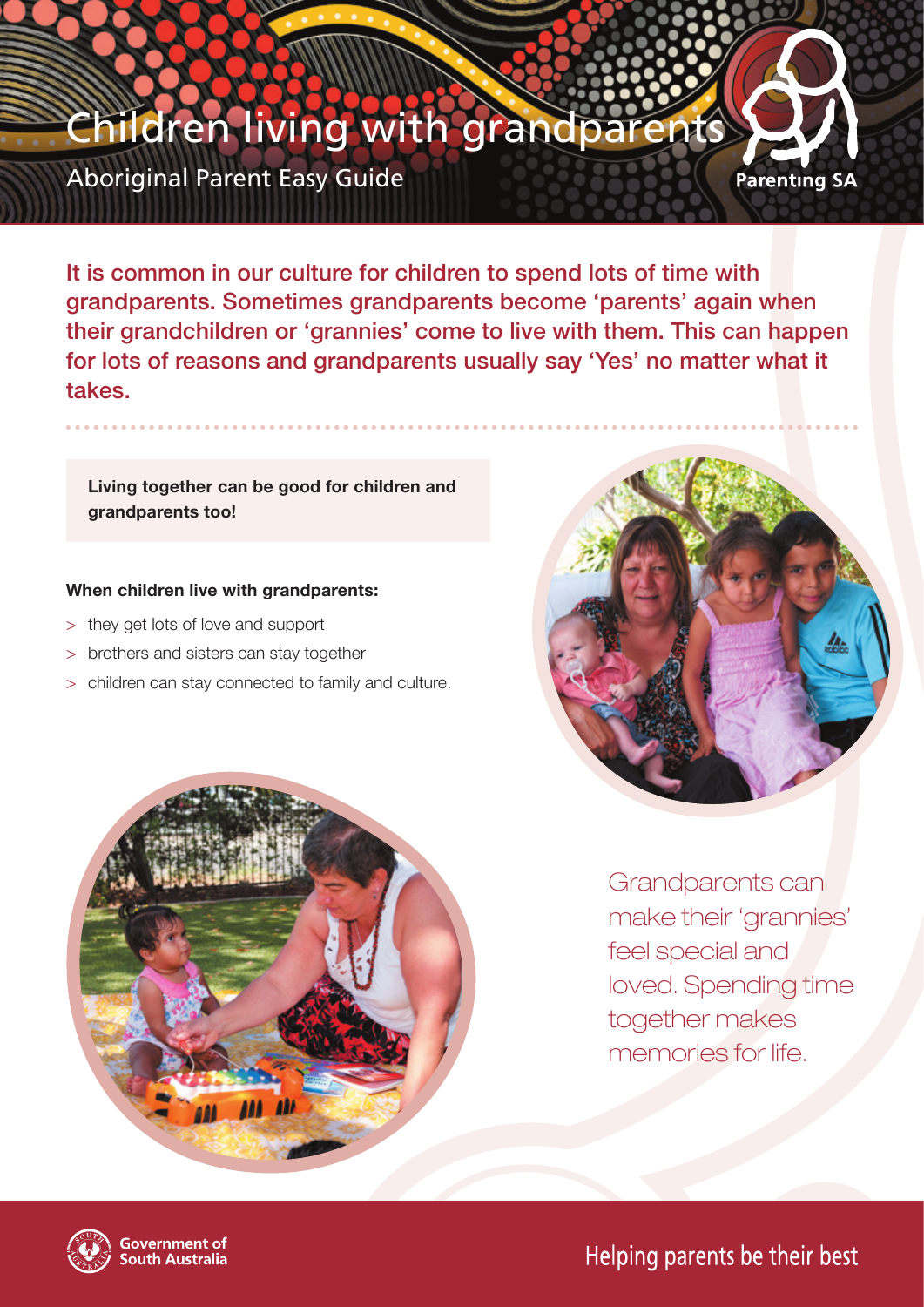# Children living with grandparents

Aboriginal Parent Easy Guide

Parenting SA

**It is common in our culture for children to spend lots of time with grandparents. Sometimes grandparents become 'parents' again when their grandchildren or 'grannies' come to live with them. This can happen for lots of reasons and grandparents usually say 'Yes' no matter what it takes.**

**Living together can be good for children and grandparents too!**

**When children live with grandparents:**

- they get lots of love and support
- brothers and sisters can stay together
- children can stay connected to family and culture.

Grandparents can make their 'grannies' feel special and loved. Spending time together makes memories for life.

Government of South Australia

Helping parents be their best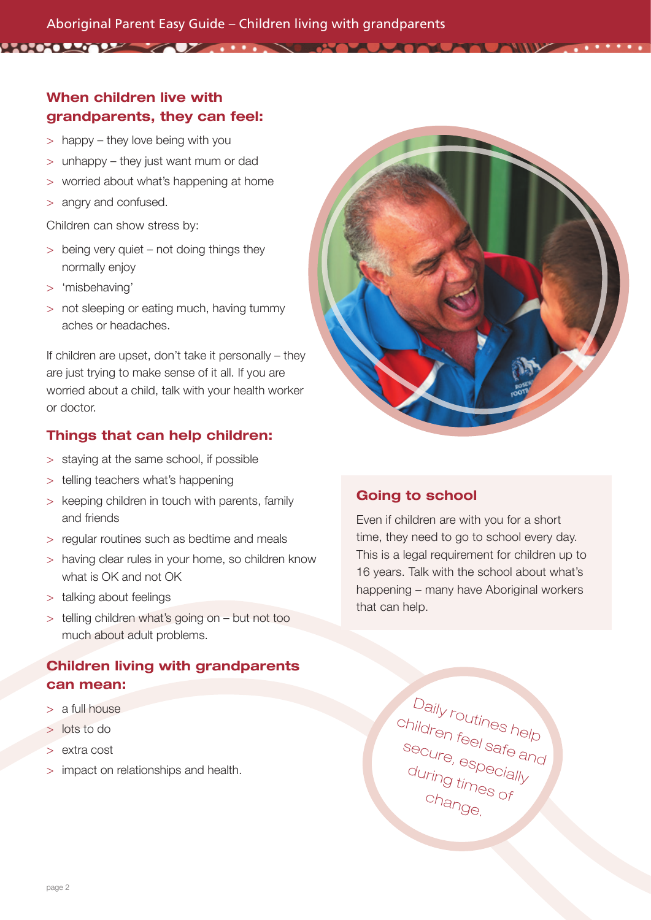## When children live with grandparents, they can feel:

- happy – they love being with you
- unhappy – they just want mum or dad
- worried about what's happening at home
- angry and confused.

Children can show stress by:

- being very quiet – not doing things they normally enjoy
- 'misbehaving'
- not sleeping or eating much, having tummy aches or headaches.

If children are upset, don't take it personally – they are just trying to make sense of it all. If you are worried about a child, talk with your health worker or doctor.

## Things that can help children:

- staying at the same school, if possible
- telling teachers what's happening
- keeping children in touch with parents, family and friends
- regular routines such as bedtime and meals
- having clear rules in your home, so children know what is OK and not OK
- talking about feelings
- telling children what's going on – but not too much about adult problems.

## Children living with grandparents can mean:

- a full house
- lots to do
- extra cost
- impact on relationships and health.

## Going to school

Even if children are with you for a short time, they need to go to school every day. This is a legal requirement for children up to 16 years. Talk with the school about what's happening – many have Aboriginal workers that can help.

*Daily routines help children feel safe and secure, especially during times of change.*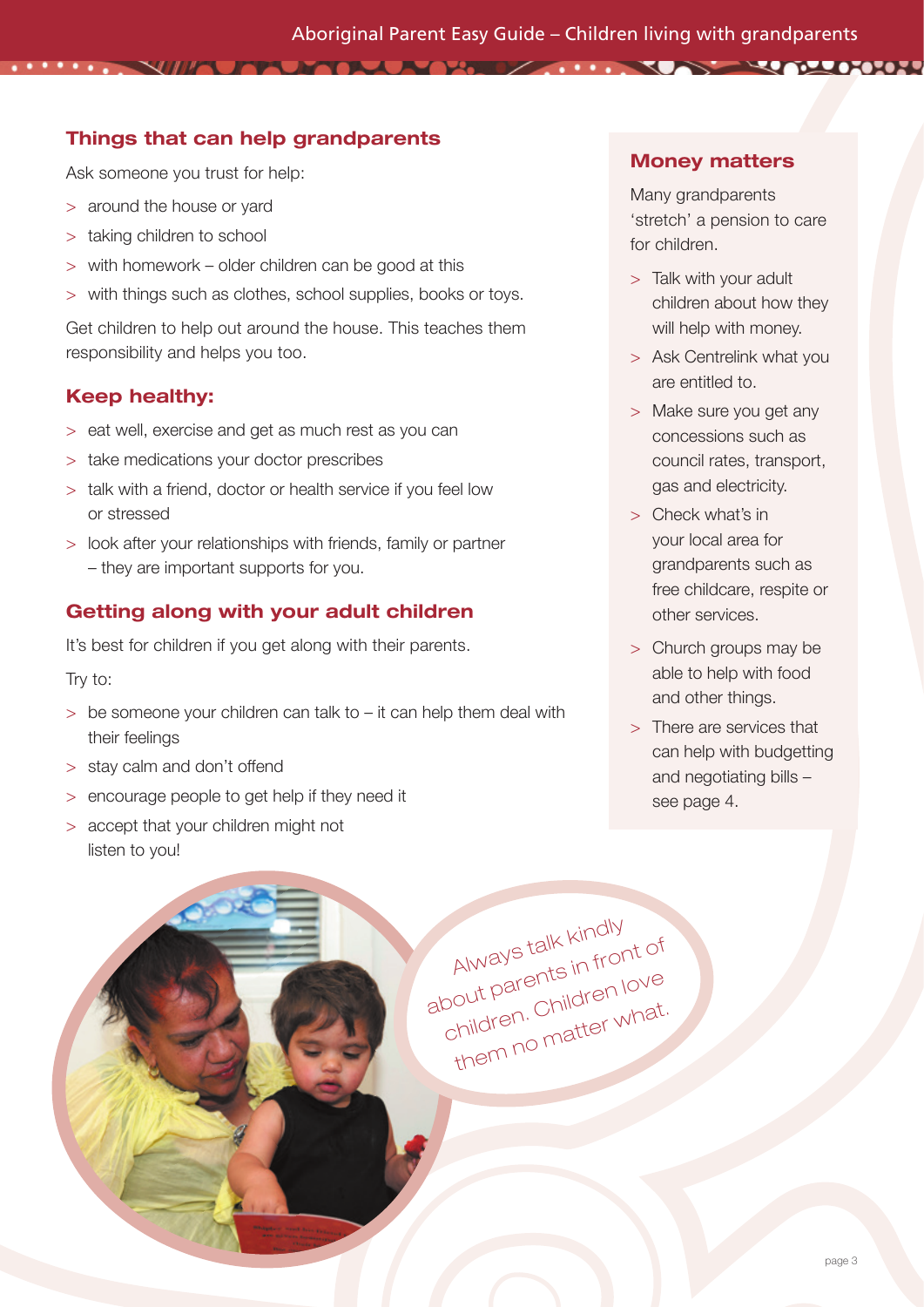## Things that can help grandparents

Ask someone you trust for help:

- around the house or yard
- taking children to school
- with homework – older children can be good at this
- with things such as clothes, school supplies, books or toys.

Get children to help out around the house. This teaches them responsibility and helps you too.

## Keep healthy:

- eat well, exercise and get as much rest as you can
- take medications your doctor prescribes
- talk with a friend, doctor or health service if you feel low or stressed
- look after your relationships with friends, family or partner – they are important supports for you.

## Getting along with your adult children

It's best for children if you get along with their parents.

Try to:

- be someone your children can talk to – it can help them deal with their feelings
- stay calm and don't offend
- encourage people to get help if they need it
- accept that your children might not listen to you!

Always talk kindly about parents in front of children. Children love them no matter what.

## Money matters

Many grandparents 'stretch' a pension to care for children.

- Talk with your adult children about how they will help with money.
- Ask Centrelink what you are entitled to.
- Make sure you get any concessions such as council rates, transport, gas and electricity.
- Check what's in your local area for grandparents such as free childcare, respite or other services.
- Church groups may be able to help with food and other things.
- There are services that can help with budgetting and negotiating bills – see page 4.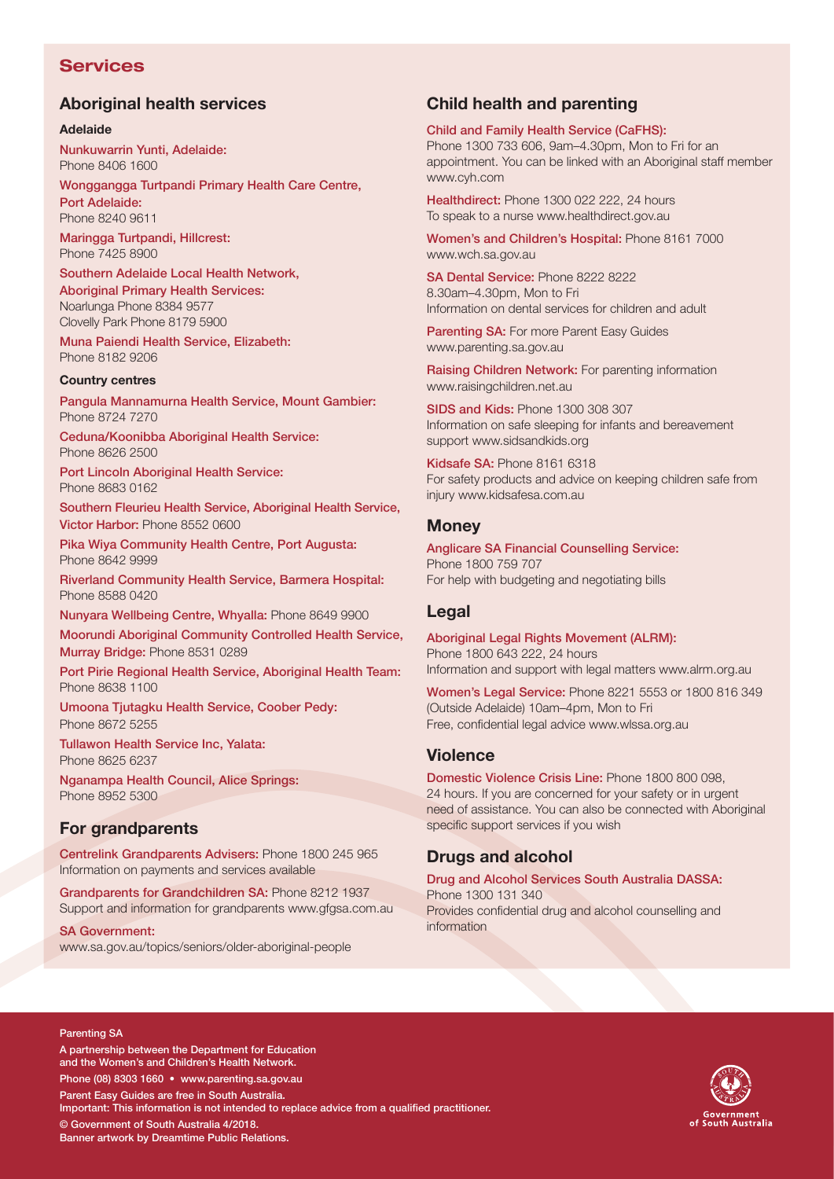# Services

## Aboriginal health services

**Adelaide**

**Nunkuwarrin Yunti, Adelaide:**
Phone 8406 1600

**Wonggangga Turtpandi Primary Health Care Centre, Port Adelaide:**
Phone 8240 9611

**Maringga Turtpandi, Hillcrest:**
Phone 7425 8900

**Southern Adelaide Local Health Network, Aboriginal Primary Health Services:**
Noarlunga Phone 8384 9577
Clovelly Park Phone 8179 5900

**Muna Paiendi Health Service, Elizabeth:**
Phone 8182 9206

**Country centres**

**Pangula Mannamurna Health Service, Mount Gambier:**
Phone 8724 7270

**Ceduna/Koonibba Aboriginal Health Service:**
Phone 8626 2500

**Port Lincoln Aboriginal Health Service:**
Phone 8683 0162

**Southern Fleurieu Health Service, Aboriginal Health Service, Victor Harbor:** Phone 8552 0600

**Pika Wiya Community Health Centre, Port Augusta:**
Phone 8642 9999

**Riverland Community Health Service, Barmera Hospital:**
Phone 8588 0420

**Nunyara Wellbeing Centre, Whyalla:** Phone 8649 9900

**Moorundi Aboriginal Community Controlled Health Service, Murray Bridge:** Phone 8531 0289

**Port Pirie Regional Health Service, Aboriginal Health Team:**
Phone 8638 1100

**Umoona Tjutagku Health Service, Coober Pedy:**
Phone 8672 5255

**Tullawon Health Service Inc, Yalata:**
Phone 8625 6237

**Nganampa Health Council, Alice Springs:**
Phone 8952 5300

## For grandparents

**Centrelink Grandparents Advisers:** Phone 1800 245 965
Information on payments and services available

**Grandparents for Grandchildren SA:** Phone 8212 1937
Support and information for grandparents www.gfgsa.com.au

**SA Government:**
www.sa.gov.au/topics/seniors/older-aboriginal-people

## Child health and parenting

**Child and Family Health Service (CaFHS):**
Phone 1300 733 606, 9am–4.30pm, Mon to Fri for an appointment. You can be linked with an Aboriginal staff member www.cyh.com

**Healthdirect:** Phone 1300 022 222, 24 hours
To speak to a nurse www.healthdirect.gov.au

**Women's and Children's Hospital:** Phone 8161 7000
www.wch.sa.gov.au

**SA Dental Service:** Phone 8222 8222
8.30am–4.30pm, Mon to Fri
Information on dental services for children and adult

**Parenting SA:** For more Parent Easy Guides
www.parenting.sa.gov.au

**Raising Children Network:** For parenting information
www.raisingchildren.net.au

**SIDS and Kids:** Phone 1300 308 307
Information on safe sleeping for infants and bereavement support www.sidsandkids.org

**Kidsafe SA:** Phone 8161 6318
For safety products and advice on keeping children safe from injury www.kidsafesa.com.au

## Money

**Anglicare SA Financial Counselling Service:**
Phone 1800 759 707
For help with budgeting and negotiating bills

## Legal

**Aboriginal Legal Rights Movement (ALRM):**
Phone 1800 643 222, 24 hours
Information and support with legal matters www.alrm.org.au

**Women's Legal Service:** Phone 8221 5553 or 1800 816 349 (Outside Adelaide) 10am–4pm, Mon to Fri
Free, confidential legal advice www.wlssa.org.au

## Violence

**Domestic Violence Crisis Line:** Phone 1800 800 098, 24 hours. If you are concerned for your safety or in urgent need of assistance. You can also be connected with Aboriginal specific support services if you wish

## Drugs and alcohol

**Drug and Alcohol Services South Australia DASSA:**
Phone 1300 131 340
Provides confidential drug and alcohol counselling and information

---

Parenting SA

A partnership between the Department for Education and the Women's and Children's Health Network.

Phone (08) 8303 1660 • www.parenting.sa.gov.au

Parent Easy Guides are free in South Australia.
Important: This information is not intended to replace advice from a qualified practitioner.

© Government of South Australia 4/2018.
Banner artwork by Dreamtime Public Relations.

Government of South Australia